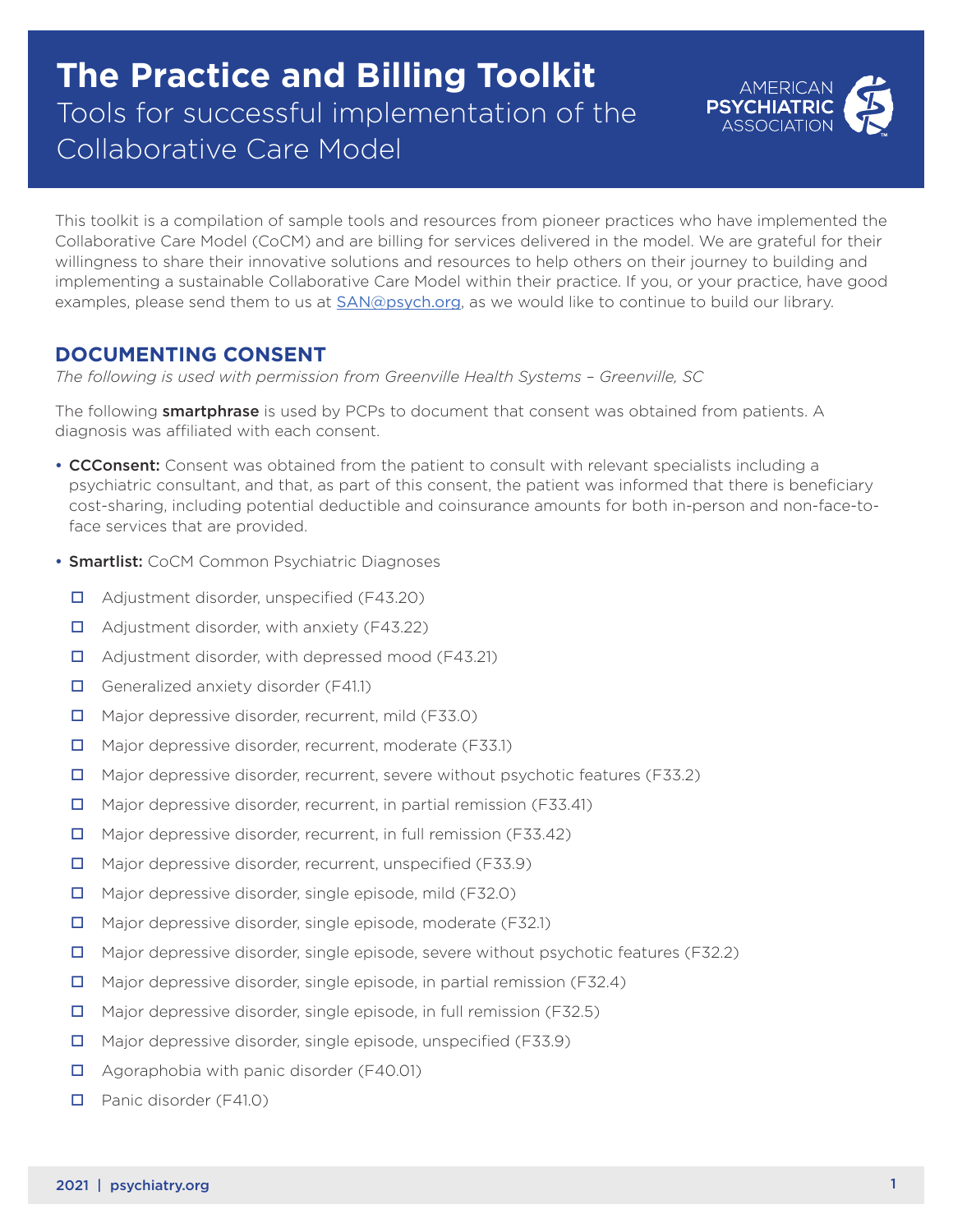# The Practice and Billing Toolkit

## Tools for successful implementation of the Collaborative Care Model

AMERICAN PSYCHIATRIC ASSOCIATION

This toolkit is a compilation of sample tools and resources from pioneer practices who have implemented the Collaborative Care Model (CoCM) and are billing for services delivered in the model. We are grateful for their willingness to share their innovative solutions and resources to help others on their journey to building and implementing a sustainable Collaborative Care Model within their practice. If you, or your practice, have good examples, please send them to us at SAN@psych.org, as we would like to continue to build our library.

## DOCUMENTING CONSENT

*The following is used with permission from Greenville Health Systems – Greenville, SC*

The following **smartphrase** is used by PCPs to document that consent was obtained from patients. A diagnosis was affiliated with each consent.

- **CCConsent:** Consent was obtained from the patient to consult with relevant specialists including a psychiatric consultant, and that, as part of this consent, the patient was informed that there is beneficiary cost-sharing, including potential deductible and coinsurance amounts for both in-person and non-face-to-face services that are provided.
- **Smartlist:** CoCM Common Psychiatric Diagnoses
  - ☐ Adjustment disorder, unspecified (F43.20)
  - ☐ Adjustment disorder, with anxiety (F43.22)
  - ☐ Adjustment disorder, with depressed mood (F43.21)
  - ☐ Generalized anxiety disorder (F41.1)
  - ☐ Major depressive disorder, recurrent, mild (F33.0)
  - ☐ Major depressive disorder, recurrent, moderate (F33.1)
  - ☐ Major depressive disorder, recurrent, severe without psychotic features (F33.2)
  - ☐ Major depressive disorder, recurrent, in partial remission (F33.41)
  - ☐ Major depressive disorder, recurrent, in full remission (F33.42)
  - ☐ Major depressive disorder, recurrent, unspecified (F33.9)
  - ☐ Major depressive disorder, single episode, mild (F32.0)
  - ☐ Major depressive disorder, single episode, moderate (F32.1)
  - ☐ Major depressive disorder, single episode, severe without psychotic features (F32.2)
  - ☐ Major depressive disorder, single episode, in partial remission (F32.4)
  - ☐ Major depressive disorder, single episode, in full remission (F32.5)
  - ☐ Major depressive disorder, single episode, unspecified (F33.9)
  - ☐ Agoraphobia with panic disorder (F40.01)
  - ☐ Panic disorder (F41.0)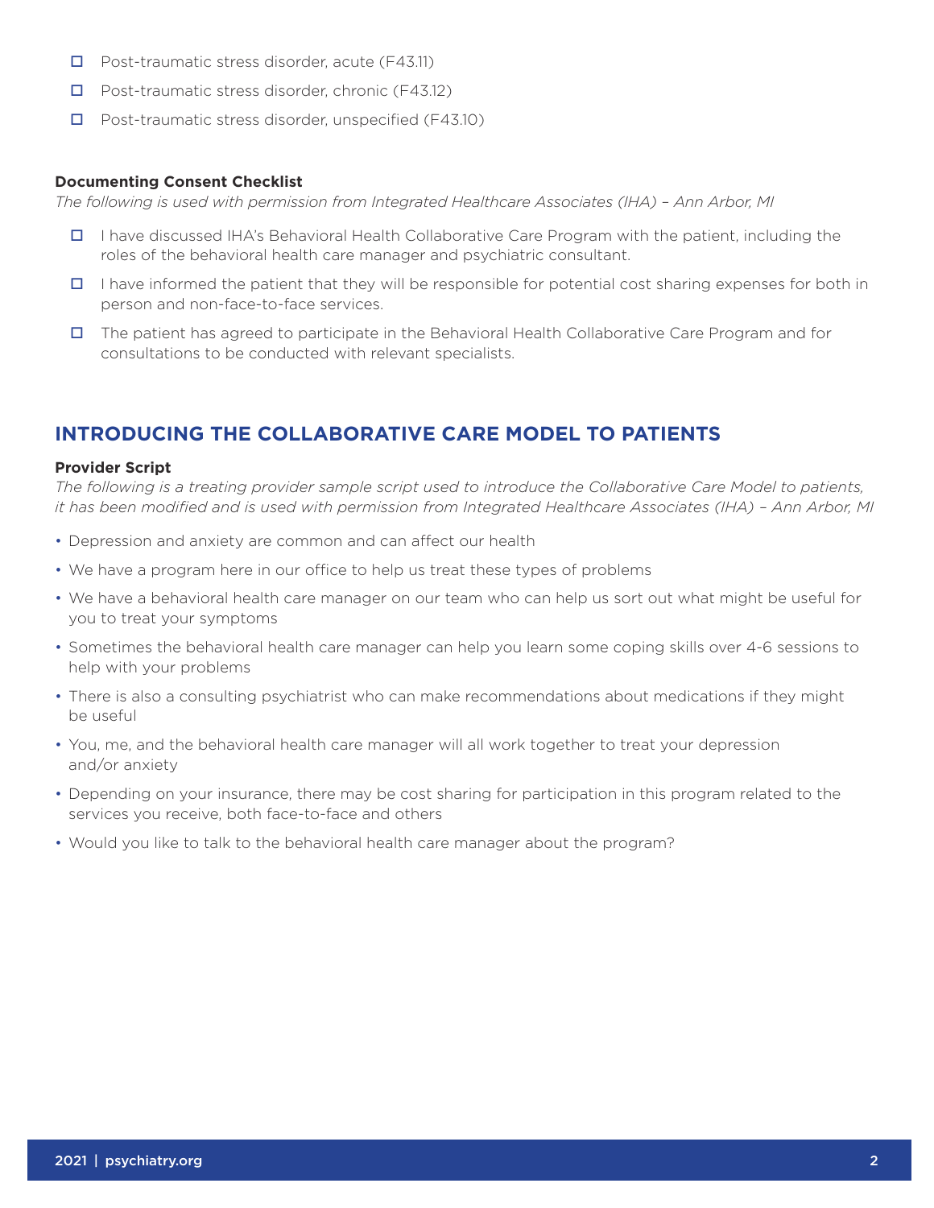- ☐ Post-traumatic stress disorder, acute (F43.11)
- ☐ Post-traumatic stress disorder, chronic (F43.12)
- ☐ Post-traumatic stress disorder, unspecified (F43.10)

**Documenting Consent Checklist**

*The following is used with permission from Integrated Healthcare Associates (IHA) – Ann Arbor, MI*

- ☐ I have discussed IHA's Behavioral Health Collaborative Care Program with the patient, including the roles of the behavioral health care manager and psychiatric consultant.
- ☐ I have informed the patient that they will be responsible for potential cost sharing expenses for both in person and non-face-to-face services.
- ☐ The patient has agreed to participate in the Behavioral Health Collaborative Care Program and for consultations to be conducted with relevant specialists.

## INTRODUCING THE COLLABORATIVE CARE MODEL TO PATIENTS

**Provider Script**

*The following is a treating provider sample script used to introduce the Collaborative Care Model to patients, it has been modified and is used with permission from Integrated Healthcare Associates (IHA) – Ann Arbor, MI*

- Depression and anxiety are common and can affect our health
- We have a program here in our office to help us treat these types of problems
- We have a behavioral health care manager on our team who can help us sort out what might be useful for you to treat your symptoms
- Sometimes the behavioral health care manager can help you learn some coping skills over 4-6 sessions to help with your problems
- There is also a consulting psychiatrist who can make recommendations about medications if they might be useful
- You, me, and the behavioral health care manager will all work together to treat your depression and/or anxiety
- Depending on your insurance, there may be cost sharing for participation in this program related to the services you receive, both face-to-face and others
- Would you like to talk to the behavioral health care manager about the program?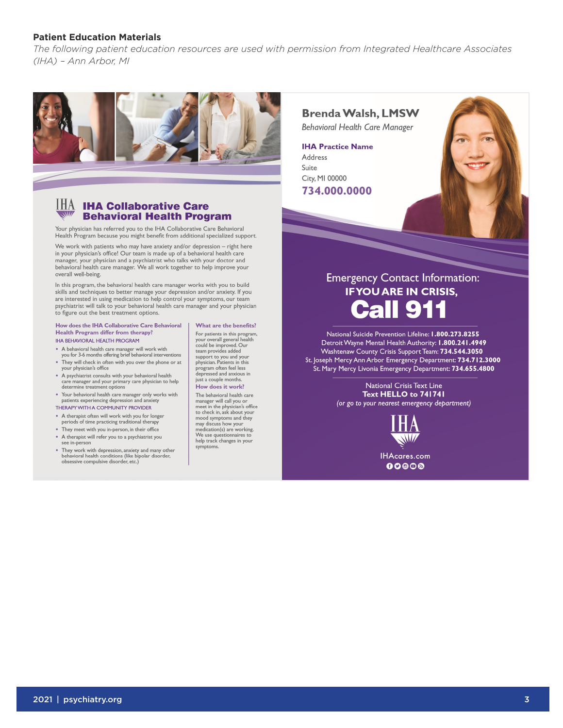**Patient Education Materials**

*The following patient education resources are used with permission from Integrated Healthcare Associates (IHA) – Ann Arbor, MI*

## IHA Collaborative Care Behavioral Health Program

Your physician has referred you to the IHA Collaborative Care Behavioral Health Program because you might benefit from additional specialized support.

We work with patients who may have anxiety and/or depression – right here in your physician's office! Our team is made up of a behavioral health care manager, your physician and a psychiatrist who talks with your doctor and behavioral health care manager. We all work together to help improve your overall well-being.

In this program, the behavioral health care manager works with you to build skills and techniques to better manage your depression and/or anxiety. If you are interested in using medication to help control your symptoms, our team psychiatrist will talk to your behavioral health care manager and your physician to figure out the best treatment options.

### How does the IHA Collaborative Care Behavioral Health Program differ from therapy?

IHA BEHAVIORAL HEALTH PROGRAM

- A behavioral health care manager will work with you for 3-6 months offering brief behavioral interventions
- They will check in often with you over the phone or at your physician's office
- A psychiatrist consults with your behavioral health care manager and your primary care physician to help determine treatment options
- Your behavioral health care manager only works with patients experiencing depression and anxiety

THERAPY WITH A COMMUNITY PROVIDER

- A therapist often will work with you for longer periods of time practicing traditional therapy
- They meet with you in-person, in their office
- A therapist will refer you to a psychiatrist you see in-person
- They work with depression, anxiety and many other behavioral health conditions (like bipolar disorder, obsessive compulsive disorder, etc.)

### What are the benefits?

For patients in this program, your overall general health could be improved. Our team provides added support to you and your physician. Patients in this program often feel less depressed and anxious in just a couple months.

### How does it work?

The behavioral health care manager will call you or meet in the physician's office to check in, ask about your mood symptoms and they may discuss how your medication(s) are working. We use questionnaires to help track changes in your symptoms.

---

**Brenda Walsh, LMSW**

*Behavioral Health Care Manager*

**IHA Practice Name**
Address
Suite
City, MI 00000
**734.000.0000**

### Emergency Contact Information:

**IF YOU ARE IN CRISIS,**

# Call 911

National Suicide Prevention Lifeline: **1.800.273.8255**
Detroit Wayne Mental Health Authority: **1.800.241.4949**
Washtenaw County Crisis Support Team: **734.544.3050**
St. Joseph Mercy Ann Arbor Emergency Department: **734.712.3000**
St. Mary Mercy Livonia Emergency Department: **734.655.4800**

National Crisis Text Line
**Text HELLO to 741741**
*(or go to your nearest emergency department)*

IHA

IHAcares.com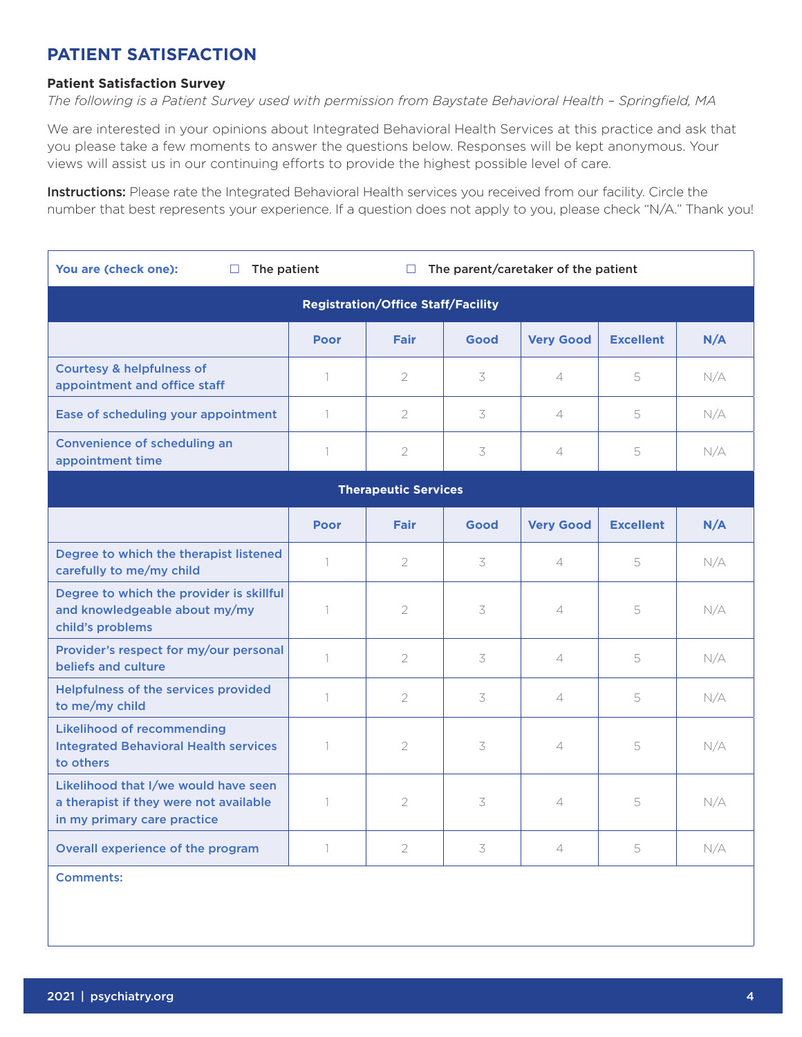## PATIENT SATISFACTION

**Patient Satisfaction Survey**

*The following is a Patient Survey used with permission from Baystate Behavioral Health – Springfield, MA*

We are interested in your opinions about Integrated Behavioral Health Services at this practice and ask that you please take a few moments to answer the questions below. Responses will be kept anonymous. Your views will assist us in our continuing efforts to provide the highest possible level of care.

**Instructions:** Please rate the Integrated Behavioral Health services you received from our facility. Circle the number that best represents your experience. If a question does not apply to you, please check "N/A." Thank you!

**You are (check one):** ☐ The patient ☐ The parent/caretaker of the patient

| Registration/Office Staff/Facility | | | | | | |
|---|---|---|---|---|---|---|
| | **Poor** | **Fair** | **Good** | **Very Good** | **Excellent** | **N/A** |
| Courtesy & helpfulness of appointment and office staff | 1 | 2 | 3 | 4 | 5 | N/A |
| Ease of scheduling your appointment | 1 | 2 | 3 | 4 | 5 | N/A |
| Convenience of scheduling an appointment time | 1 | 2 | 3 | 4 | 5 | N/A |
| **Therapeutic Services** | | | | | | |
| | **Poor** | **Fair** | **Good** | **Very Good** | **Excellent** | **N/A** |
| Degree to which the therapist listened carefully to me/my child | 1 | 2 | 3 | 4 | 5 | N/A |
| Degree to which the provider is skillful and knowledgeable about my/my child's problems | 1 | 2 | 3 | 4 | 5 | N/A |
| Provider's respect for my/our personal beliefs and culture | 1 | 2 | 3 | 4 | 5 | N/A |
| Helpfulness of the services provided to me/my child | 1 | 2 | 3 | 4 | 5 | N/A |
| Likelihood of recommending Integrated Behavioral Health services to others | 1 | 2 | 3 | 4 | 5 | N/A |
| Likelihood that I/we would have seen a therapist if they were not available in my primary care practice | 1 | 2 | 3 | 4 | 5 | N/A |
| Overall experience of the program | 1 | 2 | 3 | 4 | 5 | N/A |

**Comments:**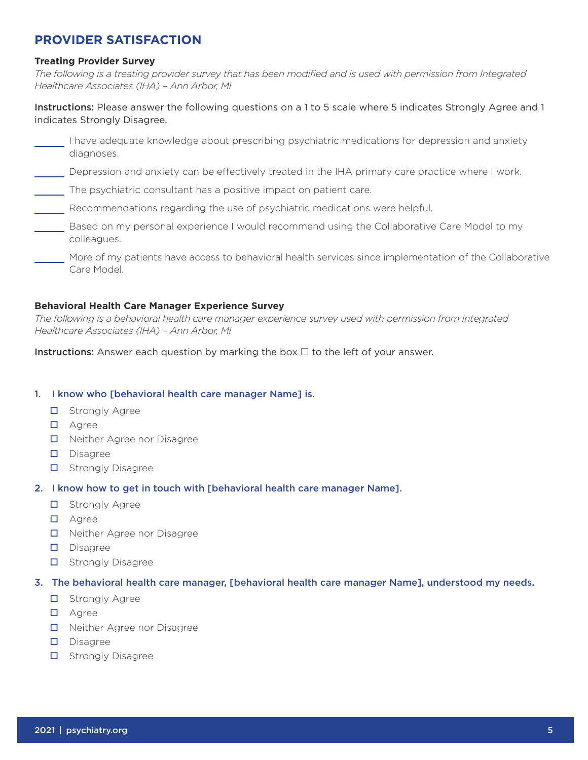## PROVIDER SATISFACTION

### Treating Provider Survey

*The following is a treating provider survey that has been modified and is used with permission from Integrated Healthcare Associates (IHA) – Ann Arbor, MI*

**Instructions:** Please answer the following questions on a 1 to 5 scale where 5 indicates Strongly Agree and 1 indicates Strongly Disagree.

______ I have adequate knowledge about prescribing psychiatric medications for depression and anxiety diagnoses.

______ Depression and anxiety can be effectively treated in the IHA primary care practice where I work.

______ The psychiatric consultant has a positive impact on patient care.

______ Recommendations regarding the use of psychiatric medications were helpful.

______ Based on my personal experience I would recommend using the Collaborative Care Model to my colleagues.

______ More of my patients have access to behavioral health services since implementation of the Collaborative Care Model.

### Behavioral Health Care Manager Experience Survey

*The following is a behavioral health care manager experience survey used with permission from Integrated Healthcare Associates (IHA) – Ann Arbor, MI*

**Instructions:** Answer each question by marking the box ☐ to the left of your answer.

1. **I know who [behavioral health care manager Name] is.**
   - ☐ Strongly Agree
   - ☐ Agree
   - ☐ Neither Agree nor Disagree
   - ☐ Disagree
   - ☐ Strongly Disagree

2. **I know how to get in touch with [behavioral health care manager Name].**
   - ☐ Strongly Agree
   - ☐ Agree
   - ☐ Neither Agree nor Disagree
   - ☐ Disagree
   - ☐ Strongly Disagree

3. **The behavioral health care manager, [behavioral health care manager Name], understood my needs.**
   - ☐ Strongly Agree
   - ☐ Agree
   - ☐ Neither Agree nor Disagree
   - ☐ Disagree
   - ☐ Strongly Disagree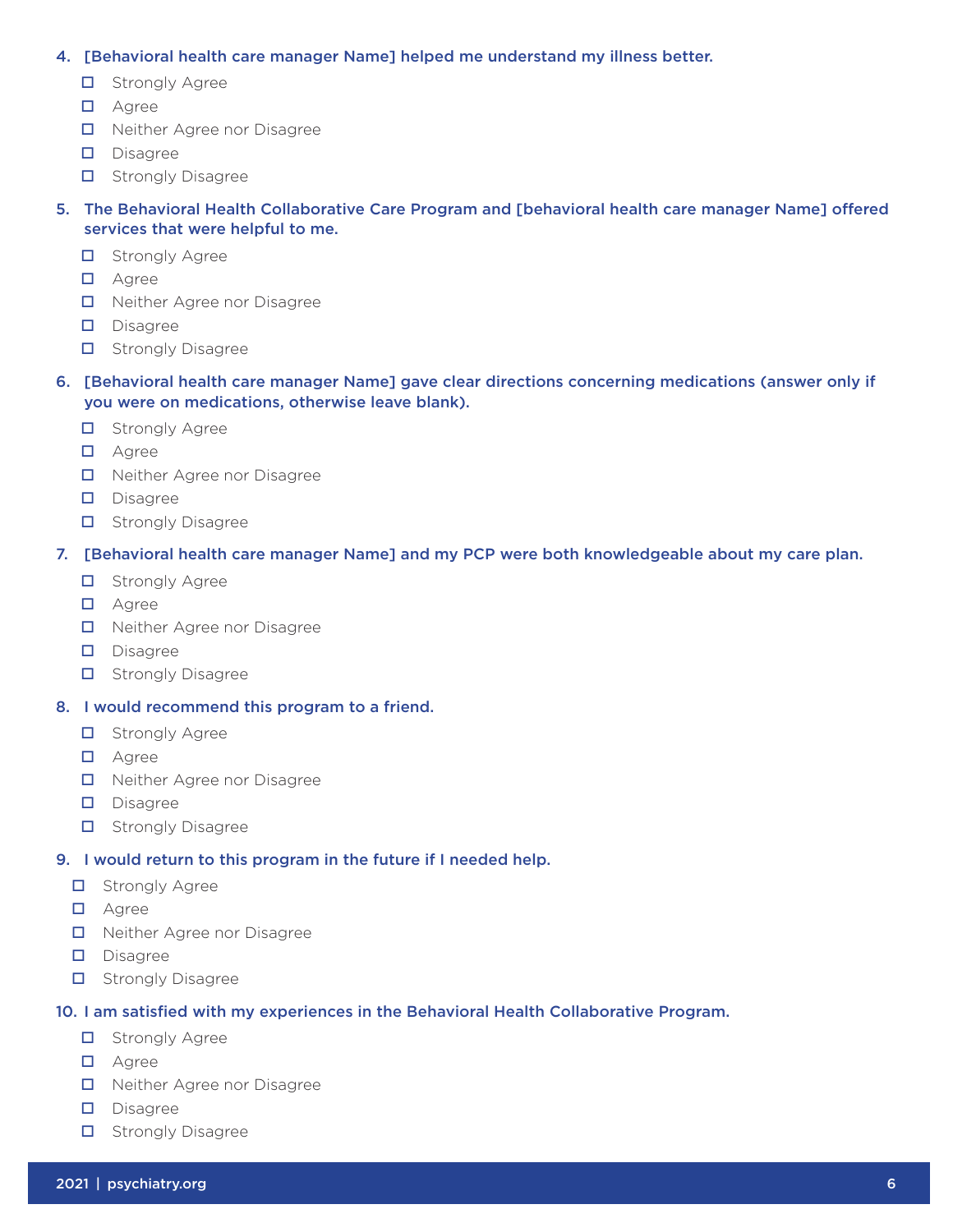4. [Behavioral health care manager Name] helped me understand my illness better.
    - ☐ Strongly Agree
    - ☐ Agree
    - ☐ Neither Agree nor Disagree
    - ☐ Disagree
    - ☐ Strongly Disagree

5. The Behavioral Health Collaborative Care Program and [behavioral health care manager Name] offered services that were helpful to me.
    - ☐ Strongly Agree
    - ☐ Agree
    - ☐ Neither Agree nor Disagree
    - ☐ Disagree
    - ☐ Strongly Disagree

6. [Behavioral health care manager Name] gave clear directions concerning medications (answer only if you were on medications, otherwise leave blank).
    - ☐ Strongly Agree
    - ☐ Agree
    - ☐ Neither Agree nor Disagree
    - ☐ Disagree
    - ☐ Strongly Disagree

7. [Behavioral health care manager Name] and my PCP were both knowledgeable about my care plan.
    - ☐ Strongly Agree
    - ☐ Agree
    - ☐ Neither Agree nor Disagree
    - ☐ Disagree
    - ☐ Strongly Disagree

8. I would recommend this program to a friend.
    - ☐ Strongly Agree
    - ☐ Agree
    - ☐ Neither Agree nor Disagree
    - ☐ Disagree
    - ☐ Strongly Disagree

9. I would return to this program in the future if I needed help.
    - ☐ Strongly Agree
    - ☐ Agree
    - ☐ Neither Agree nor Disagree
    - ☐ Disagree
    - ☐ Strongly Disagree

10. I am satisfied with my experiences in the Behavioral Health Collaborative Program.
    - ☐ Strongly Agree
    - ☐ Agree
    - ☐ Neither Agree nor Disagree
    - ☐ Disagree
    - ☐ Strongly Disagree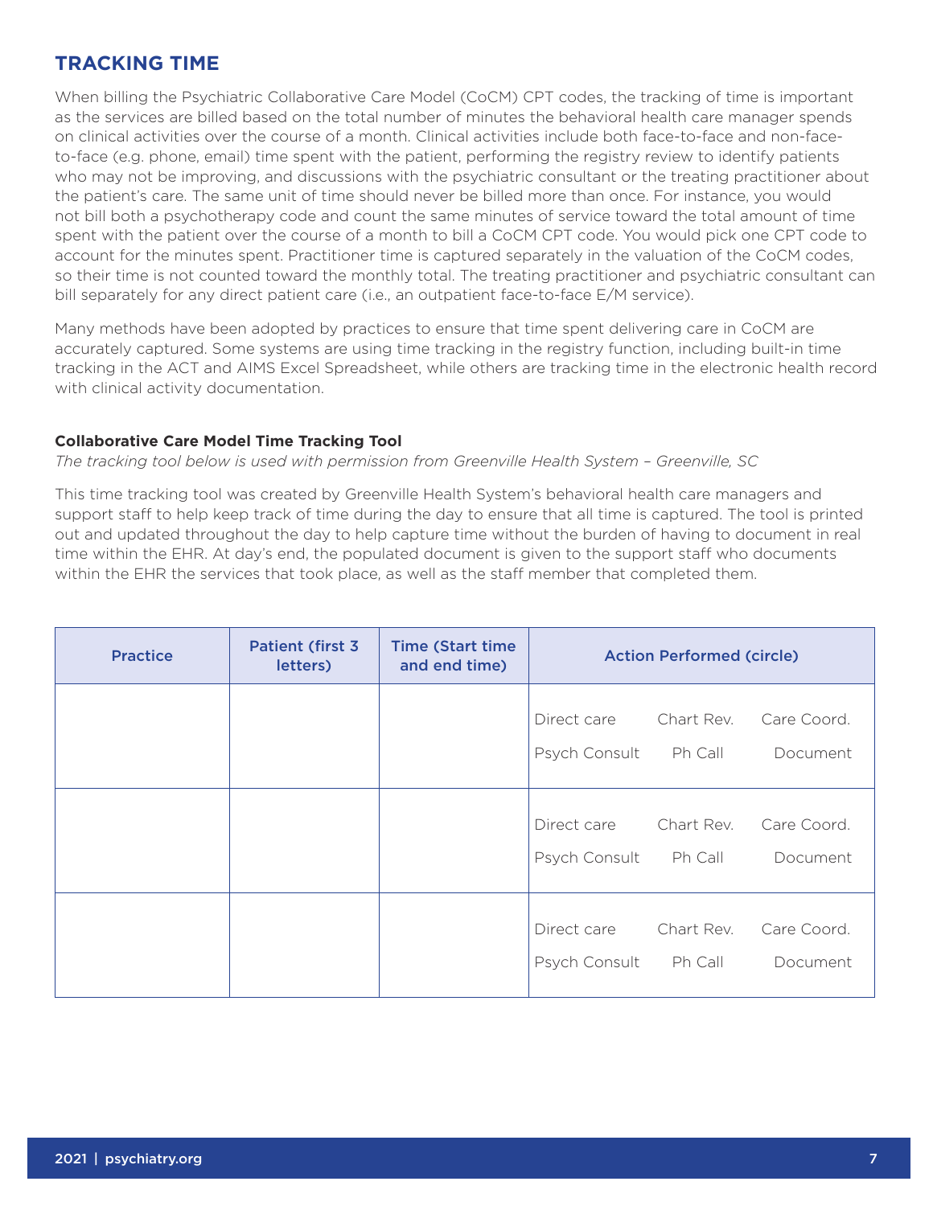## TRACKING TIME

When billing the Psychiatric Collaborative Care Model (CoCM) CPT codes, the tracking of time is important as the services are billed based on the total number of minutes the behavioral health care manager spends on clinical activities over the course of a month. Clinical activities include both face-to-face and non-face-to-face (e.g. phone, email) time spent with the patient, performing the registry review to identify patients who may not be improving, and discussions with the psychiatric consultant or the treating practitioner about the patient's care. The same unit of time should never be billed more than once. For instance, you would not bill both a psychotherapy code and count the same minutes of service toward the total amount of time spent with the patient over the course of a month to bill a CoCM CPT code. You would pick one CPT code to account for the minutes spent. Practitioner time is captured separately in the valuation of the CoCM codes, so their time is not counted toward the monthly total. The treating practitioner and psychiatric consultant can bill separately for any direct patient care (i.e., an outpatient face-to-face E/M service).

Many methods have been adopted by practices to ensure that time spent delivering care in CoCM are accurately captured. Some systems are using time tracking in the registry function, including built-in time tracking in the ACT and AIMS Excel Spreadsheet, while others are tracking time in the electronic health record with clinical activity documentation.

**Collaborative Care Model Time Tracking Tool**

*The tracking tool below is used with permission from Greenville Health System – Greenville, SC*

This time tracking tool was created by Greenville Health System's behavioral health care managers and support staff to help keep track of time during the day to ensure that all time is captured. The tool is printed out and updated throughout the day to help capture time without the burden of having to document in real time within the EHR. At day's end, the populated document is given to the support staff who documents within the EHR the services that took place, as well as the staff member that completed them.

| Practice | Patient (first 3 letters) | Time (Start time and end time) | Action Performed (circle) |
|---|---|---|---|
| | | | Direct care   Chart Rev.   Care Coord.<br>Psych Consult   Ph Call   Document |
| | | | Direct care   Chart Rev.   Care Coord.<br>Psych Consult   Ph Call   Document |
| | | | Direct care   Chart Rev.   Care Coord.<br>Psych Consult   Ph Call   Document |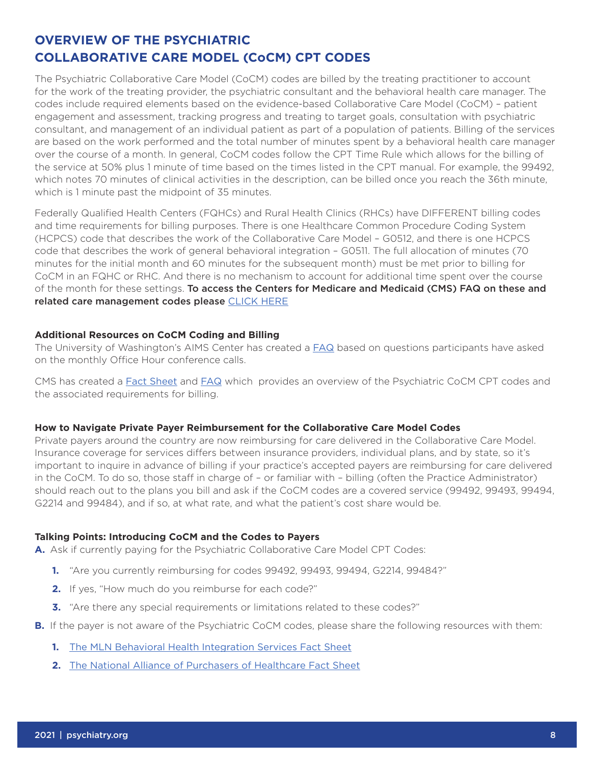## OVERVIEW OF THE PSYCHIATRIC COLLABORATIVE CARE MODEL (CoCM) CPT CODES

The Psychiatric Collaborative Care Model (CoCM) codes are billed by the treating practitioner to account for the work of the treating provider, the psychiatric consultant and the behavioral health care manager. The codes include required elements based on the evidence-based Collaborative Care Model (CoCM) – patient engagement and assessment, tracking progress and treating to target goals, consultation with psychiatric consultant, and management of an individual patient as part of a population of patients. Billing of the services are based on the work performed and the total number of minutes spent by a behavioral health care manager over the course of a month. In general, CoCM codes follow the CPT Time Rule which allows for the billing of the service at 50% plus 1 minute of time based on the times listed in the CPT manual. For example, the 99492, which notes 70 minutes of clinical activities in the description, can be billed once you reach the 36th minute, which is 1 minute past the midpoint of 35 minutes.

Federally Qualified Health Centers (FQHCs) and Rural Health Clinics (RHCs) have DIFFERENT billing codes and time requirements for billing purposes. There is one Healthcare Common Procedure Coding System (HCPCS) code that describes the work of the Collaborative Care Model – G0512, and there is one HCPCS code that describes the work of general behavioral integration – G0511. The full allocation of minutes (70 minutes for the initial month and 60 minutes for the subsequent month) must be met prior to billing for CoCM in an FQHC or RHC. And there is no mechanism to account for additional time spent over the course of the month for these settings. **To access the Centers for Medicare and Medicaid (CMS) FAQ on these and related care management codes please** CLICK HERE

#### Additional Resources on CoCM Coding and Billing

The University of Washington's AIMS Center has created a FAQ based on questions participants have asked on the monthly Office Hour conference calls.

CMS has created a Fact Sheet and FAQ which provides an overview of the Psychiatric CoCM CPT codes and the associated requirements for billing.

#### How to Navigate Private Payer Reimbursement for the Collaborative Care Model Codes

Private payers around the country are now reimbursing for care delivered in the Collaborative Care Model. Insurance coverage for services differs between insurance providers, individual plans, and by state, so it's important to inquire in advance of billing if your practice's accepted payers are reimbursing for care delivered in the CoCM. To do so, those staff in charge of – or familiar with – billing (often the Practice Administrator) should reach out to the plans you bill and ask if the CoCM codes are a covered service (99492, 99493, 99494, G2214 and 99484), and if so, at what rate, and what the patient's cost share would be.

#### Talking Points: Introducing CoCM and the Codes to Payers

**A.** Ask if currently paying for the Psychiatric Collaborative Care Model CPT Codes:

1. "Are you currently reimbursing for codes 99492, 99493, 99494, G2214, 99484?"
2. If yes, "How much do you reimburse for each code?"
3. "Are there any special requirements or limitations related to these codes?"

**B.** If the payer is not aware of the Psychiatric CoCM codes, please share the following resources with them:

1. The MLN Behavioral Health Integration Services Fact Sheet
2. The National Alliance of Purchasers of Healthcare Fact Sheet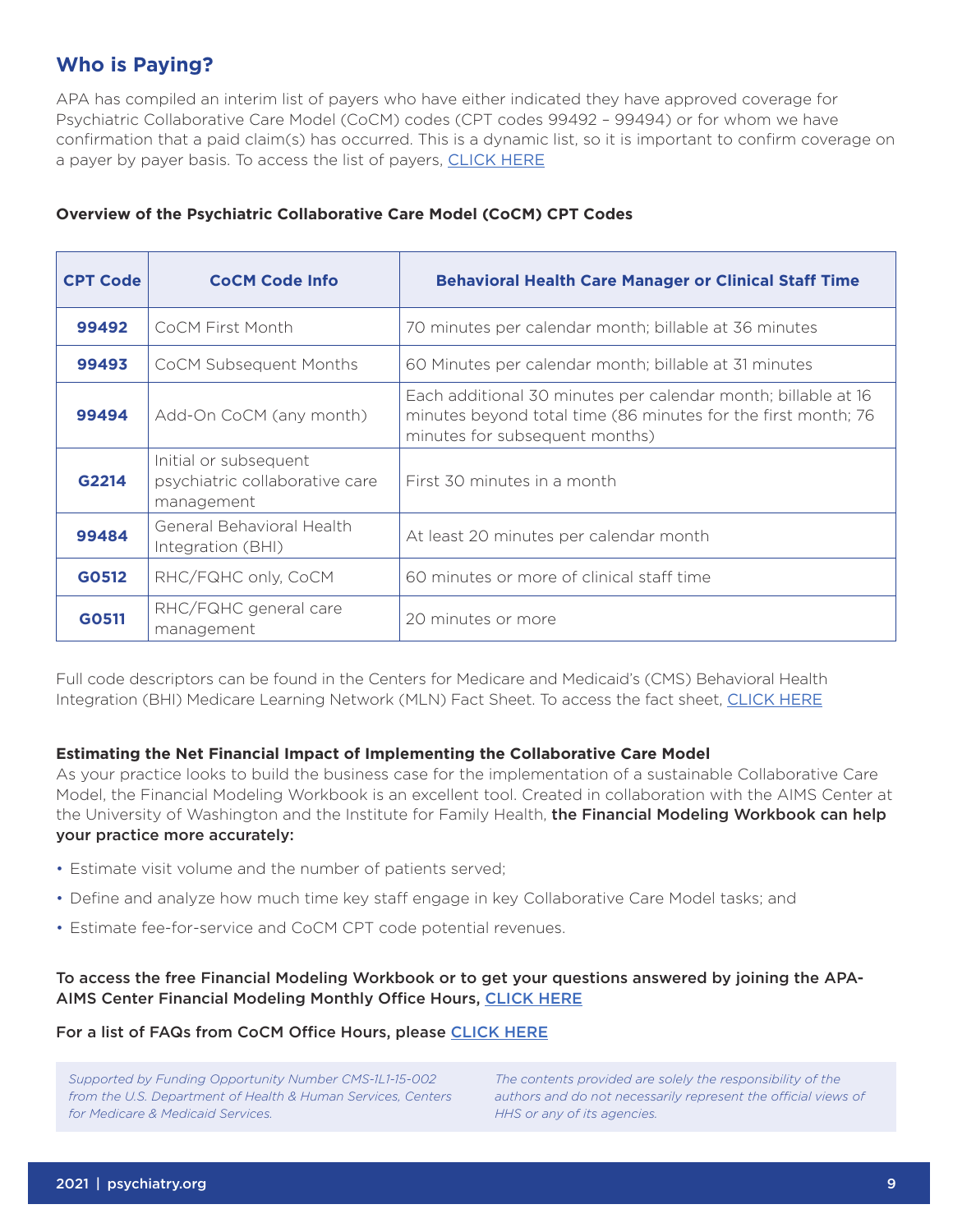## Who is Paying?

APA has compiled an interim list of payers who have either indicated they have approved coverage for Psychiatric Collaborative Care Model (CoCM) codes (CPT codes 99492 – 99494) or for whom we have confirmation that a paid claim(s) has occurred. This is a dynamic list, so it is important to confirm coverage on a payer by payer basis. To access the list of payers, CLICK HERE

**Overview of the Psychiatric Collaborative Care Model (CoCM) CPT Codes**

| CPT Code | CoCM Code Info | Behavioral Health Care Manager or Clinical Staff Time |
|---|---|---|
| **99492** | CoCM First Month | 70 minutes per calendar month; billable at 36 minutes |
| **99493** | CoCM Subsequent Months | 60 Minutes per calendar month; billable at 31 minutes |
| **99494** | Add-On CoCM (any month) | Each additional 30 minutes per calendar month; billable at 16 minutes beyond total time (86 minutes for the first month; 76 minutes for subsequent months) |
| **G2214** | Initial or subsequent psychiatric collaborative care management | First 30 minutes in a month |
| **99484** | General Behavioral Health Integration (BHI) | At least 20 minutes per calendar month |
| **G0512** | RHC/FQHC only, CoCM | 60 minutes or more of clinical staff time |
| **G0511** | RHC/FQHC general care management | 20 minutes or more |

Full code descriptors can be found in the Centers for Medicare and Medicaid's (CMS) Behavioral Health Integration (BHI) Medicare Learning Network (MLN) Fact Sheet. To access the fact sheet, CLICK HERE

**Estimating the Net Financial Impact of Implementing the Collaborative Care Model**

As your practice looks to build the business case for the implementation of a sustainable Collaborative Care Model, the Financial Modeling Workbook is an excellent tool. Created in collaboration with the AIMS Center at the University of Washington and the Institute for Family Health, **the Financial Modeling Workbook can help your practice more accurately:**

- Estimate visit volume and the number of patients served;
- Define and analyze how much time key staff engage in key Collaborative Care Model tasks; and
- Estimate fee-for-service and CoCM CPT code potential revenues.

To access the free Financial Modeling Workbook or to get your questions answered by joining the APA-AIMS Center Financial Modeling Monthly Office Hours, CLICK HERE

For a list of FAQs from CoCM Office Hours, please CLICK HERE

*Supported by Funding Opportunity Number CMS-1L1-15-002 from the U.S. Department of Health & Human Services, Centers for Medicare & Medicaid Services.*

*The contents provided are solely the responsibility of the authors and do not necessarily represent the official views of HHS or any of its agencies.*